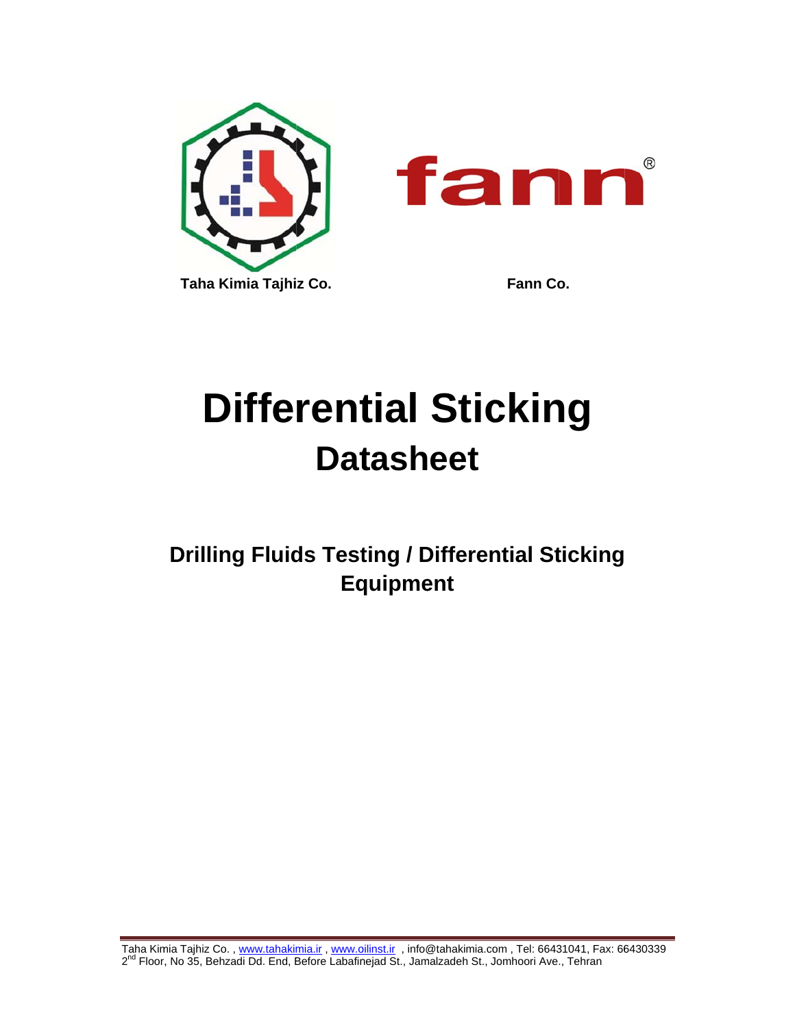Taha Kimia Tajhiz Co.

Fann Co.

# Differential Sticking

## Datasheet

### Drilling Fluids Testing / Differential Sticking Equipment

Taha Kimia Tajhiz Co. , www.tahakimia.ir , www.oilinst.ir , info@tahakimia.com , Tel: 66431041, Fax: 66430339
2nd Floor, No 35, Behzadi Dd. End, Before Labafinejad St., Jamalzadeh St., Jomhoori Ave., Tehran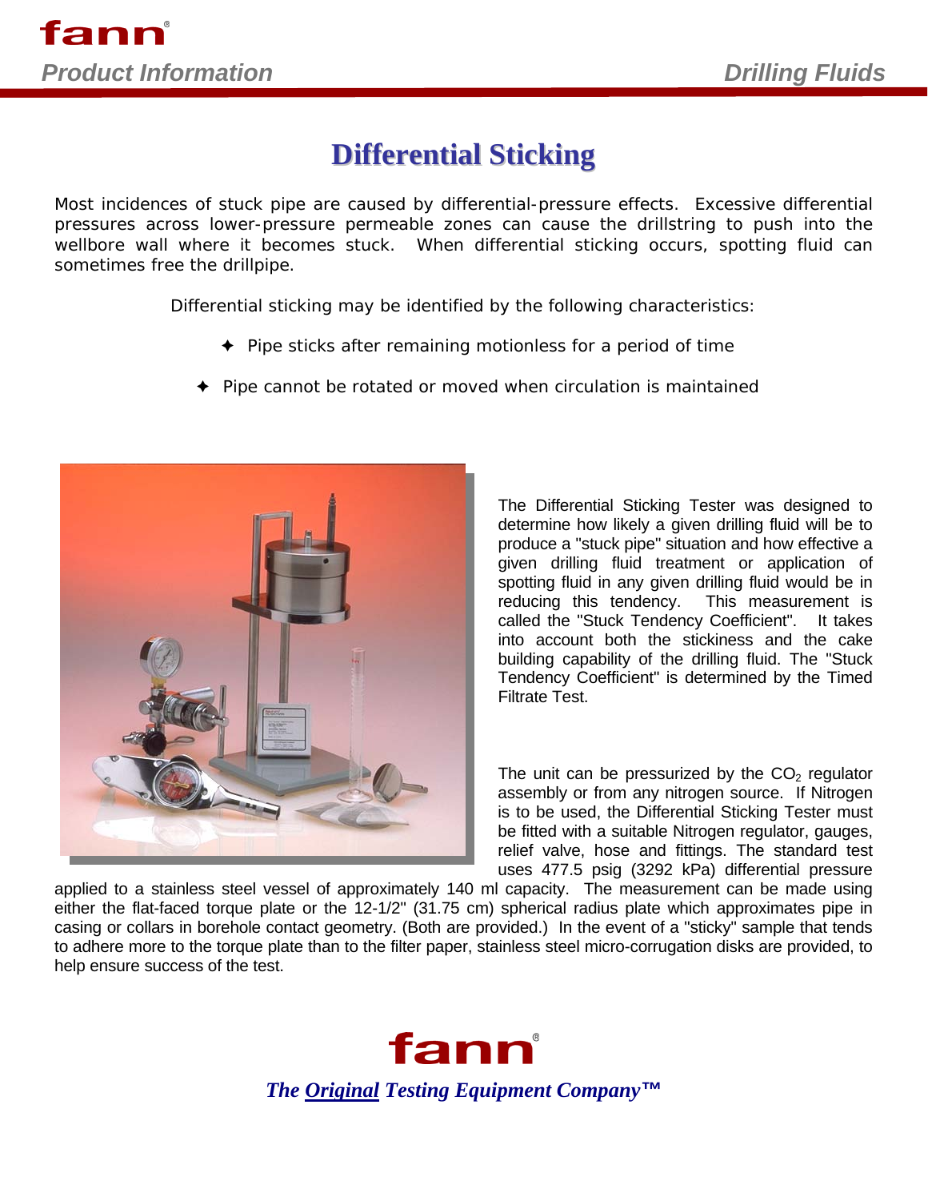# Differential Sticking

Most incidences of stuck pipe are caused by differential-pressure effects. Excessive differential pressures across lower-pressure permeable zones can cause the drillstring to push into the wellbore wall where it becomes stuck. When differential sticking occurs, spotting fluid can sometimes free the drillpipe.

Differential sticking may be identified by the following characteristics:

- Pipe sticks after remaining motionless for a period of time
- Pipe cannot be rotated or moved when circulation is maintained

The Differential Sticking Tester was designed to determine how likely a given drilling fluid will be to produce a "stuck pipe" situation and how effective a given drilling fluid treatment or application of spotting fluid in any given drilling fluid would be in reducing this tendency. This measurement is called the "Stuck Tendency Coefficient". It takes into account both the stickiness and the cake building capability of the drilling fluid. The "Stuck Tendency Coefficient" is determined by the Timed Filtrate Test.

The unit can be pressurized by the $CO_2$ regulator assembly or from any nitrogen source. If Nitrogen is to be used, the Differential Sticking Tester must be fitted with a suitable Nitrogen regulator, gauges, relief valve, hose and fittings. The standard test uses 477.5 psig (3292 kPa) differential pressure applied to a stainless steel vessel of approximately 140 ml capacity. The measurement can be made using either the flat-faced torque plate or the 12-1/2" (31.75 cm) spherical radius plate which approximates pipe in casing or collars in borehole contact geometry. (Both are provided.) In the event of a "sticky" sample that tends to adhere more to the torque plate than to the filter paper, stainless steel micro-corrugation disks are provided, to help ensure success of the test.

**fann**

***The Original Testing Equipment Company™***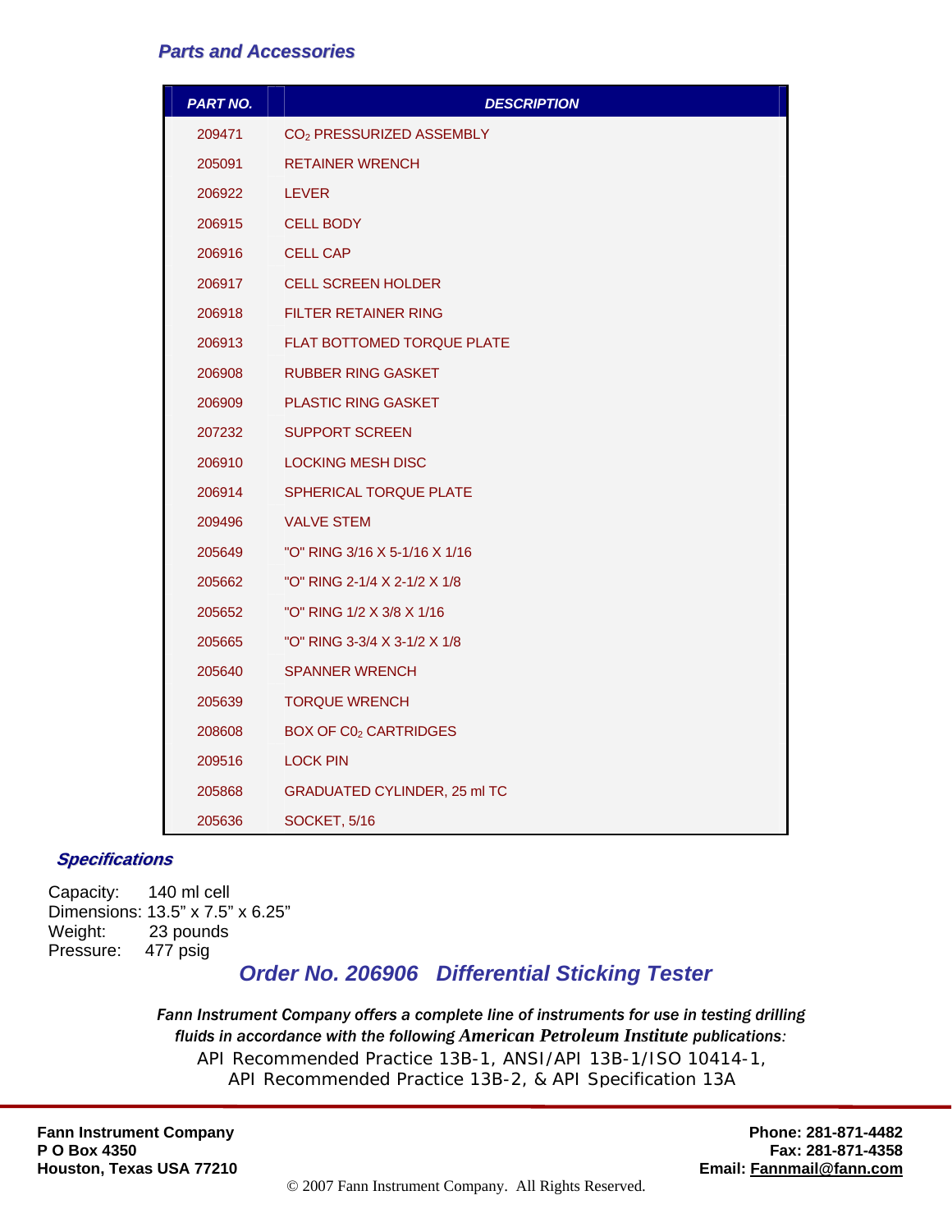## Parts and Accessories

| PART NO. | DESCRIPTION |
|---|---|
| 209471 | $CO_2$ PRESSURIZED ASSEMBLY |
| 205091 | RETAINER WRENCH |
| 206922 | LEVER |
| 206915 | CELL BODY |
| 206916 | CELL CAP |
| 206917 | CELL SCREEN HOLDER |
| 206918 | FILTER RETAINER RING |
| 206913 | FLAT BOTTOMED TORQUE PLATE |
| 206908 | RUBBER RING GASKET |
| 206909 | PLASTIC RING GASKET |
| 207232 | SUPPORT SCREEN |
| 206910 | LOCKING MESH DISC |
| 206914 | SPHERICAL TORQUE PLATE |
| 209496 | VALVE STEM |
| 205649 | "O" RING 3/16 X 5-1/16 X 1/16 |
| 205662 | "O" RING 2-1/4 X 2-1/2 X 1/8 |
| 205652 | "O" RING 1/2 X 3/8 X 1/16 |
| 205665 | "O" RING 3-3/4 X 3-1/2 X 1/8 |
| 205640 | SPANNER WRENCH |
| 205639 | TORQUE WRENCH |
| 208608 | BOX OF $C0_2$ CARTRIDGES |
| 209516 | LOCK PIN |
| 205868 | GRADUATED CYLINDER, 25 ml TC |
| 205636 | SOCKET, 5/16 |

## Specifications

Capacity: 140 ml cell
Dimensions: 13.5" x 7.5" x 6.25"
Weight: 23 pounds
Pressure: 477 psig

## Order No. 206906 Differential Sticking Tester

*Fann Instrument Company offers a complete line of instruments for use in testing drilling fluids in accordance with the following **American Petroleum Institute** publications:*
API Recommended Practice 13B-1, ANSI/API 13B-1/ISO 10414-1,
API Recommended Practice 13B-2, & API Specification 13A

**Fann Instrument Company**
**P O Box 4350**
**Houston, Texas USA 77210**

**Phone: 281-871-4482**
**Fax: 281-871-4358**
**Email: Fannmail@fann.com**

© 2007 Fann Instrument Company. All Rights Reserved.